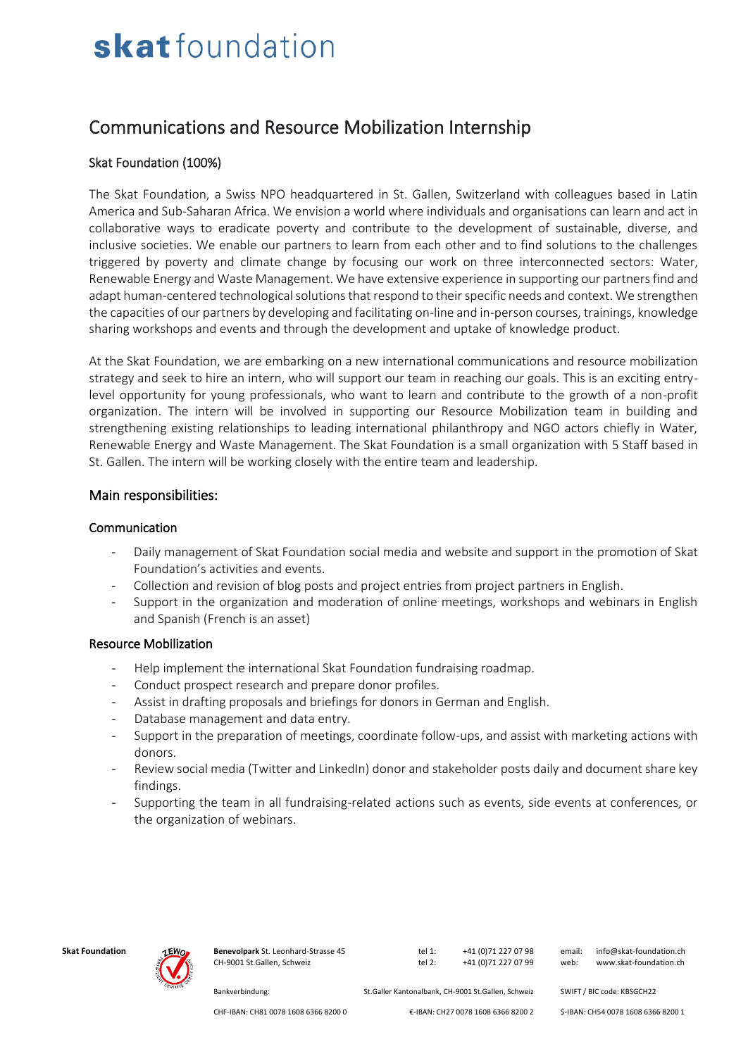# skat foundation

## Communications and Resource Mobilization Internship

### Skat Foundation (100%)

The Skat Foundation, a Swiss NPO headquartered in St. Gallen, Switzerland with colleagues based in Latin America and Sub-Saharan Africa. We envision a world where individuals and organisations can learn and act in collaborative ways to eradicate poverty and contribute to the development of sustainable, diverse, and inclusive societies. We enable our partners to learn from each other and to find solutions to the challenges triggered by poverty and climate change by focusing our work on three interconnected sectors: Water, Renewable Energy and Waste Management. We have extensive experience in supporting our partners find and adapt human-centered technological solutions that respond to their specific needs and context. We strengthen the capacities of our partners by developing and facilitating on-line and in-person courses, trainings, knowledge sharing workshops and events and through the development and uptake of knowledge product.

At the Skat Foundation, we are embarking on a new international communications and resource mobilization strategy and seek to hire an intern, who will support our team in reaching our goals. This is an exciting entry-level opportunity for young professionals, who want to learn and contribute to the growth of a non-profit organization. The intern will be involved in supporting our Resource Mobilization team in building and strengthening existing relationships to leading international philanthropy and NGO actors chiefly in Water, Renewable Energy and Waste Management. The Skat Foundation is a small organization with 5 Staff based in St. Gallen. The intern will be working closely with the entire team and leadership.

## Main responsibilities:

### Communication

- Daily management of Skat Foundation social media and website and support in the promotion of Skat Foundation's activities and events.
- Collection and revision of blog posts and project entries from project partners in English.
- Support in the organization and moderation of online meetings, workshops and webinars in English and Spanish (French is an asset)

### Resource Mobilization

- Help implement the international Skat Foundation fundraising roadmap.
- Conduct prospect research and prepare donor profiles.
- Assist in drafting proposals and briefings for donors in German and English.
- Database management and data entry.
- Support in the preparation of meetings, coordinate follow-ups, and assist with marketing actions with donors.
- Review social media (Twitter and LinkedIn) donor and stakeholder posts daily and document share key findings.
- Supporting the team in all fundraising-related actions such as events, side events at conferences, or the organization of webinars.

**Skat Foundation** **Benevolpark** St. Leonhard-Strasse 45, CH-9001 St.Gallen, Schweiz | tel 1: +41 (0)71 227 07 98 | tel 2: +41 (0)71 227 07 99 | email: info@skat-foundation.ch | web: www.skat-foundation.ch

Bankverbindung: St.Galler Kantonalbank, CH-9001 St.Gallen, Schweiz | SWIFT / BIC code: KBSGCH22

CHF-IBAN: CH81 0078 1608 6366 8200 0 | €-IBAN: CH27 0078 1608 6366 8200 2 | $-IBAN: CH54 0078 1608 6366 8200 1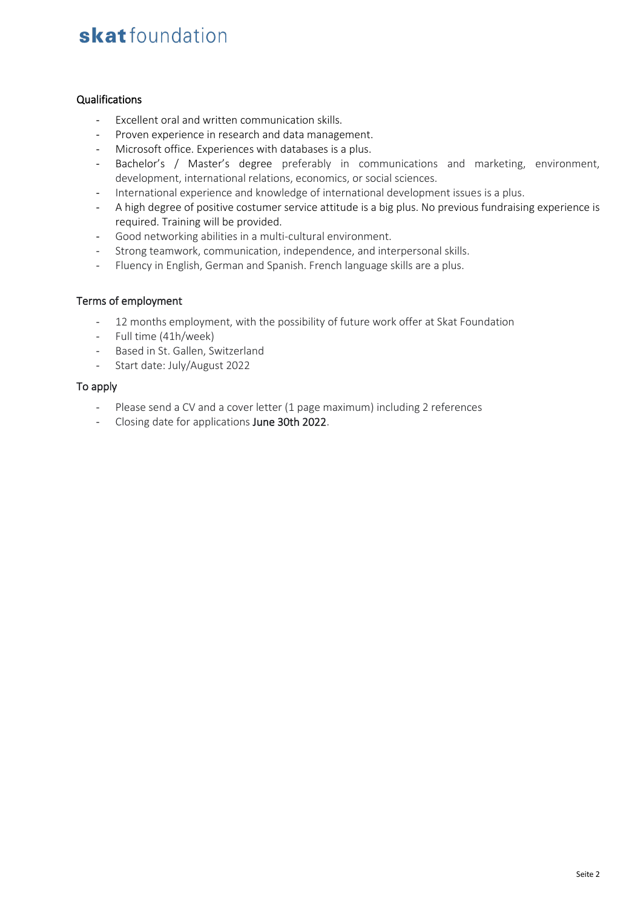### Qualifications

- Excellent oral and written communication skills.
- Proven experience in research and data management.
- Microsoft office. Experiences with databases is a plus.
- Bachelor's / Master's degree preferably in communications and marketing, environment, development, international relations, economics, or social sciences.
- International experience and knowledge of international development issues is a plus.
- A high degree of positive costumer service attitude is a big plus. No previous fundraising experience is required. Training will be provided.
- Good networking abilities in a multi-cultural environment.
- Strong teamwork, communication, independence, and interpersonal skills.
- Fluency in English, German and Spanish. French language skills are a plus.

### Terms of employment

- 12 months employment, with the possibility of future work offer at Skat Foundation
- Full time (41h/week)
- Based in St. Gallen, Switzerland
- Start date: July/August 2022

### To apply

- Please send a CV and a cover letter (1 page maximum) including 2 references
- Closing date for applications June 30th 2022.